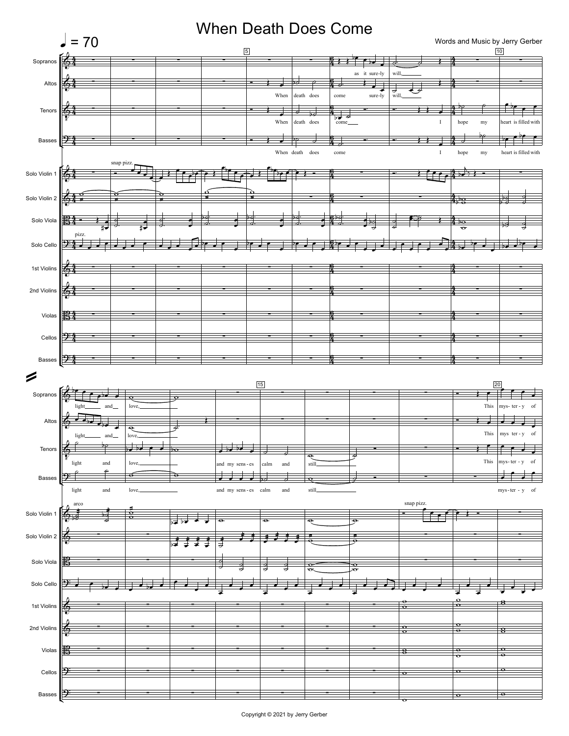# When Death Does Come

Words and Music by Jerry Gerber

Copyright © 2021 by Jerry Gerber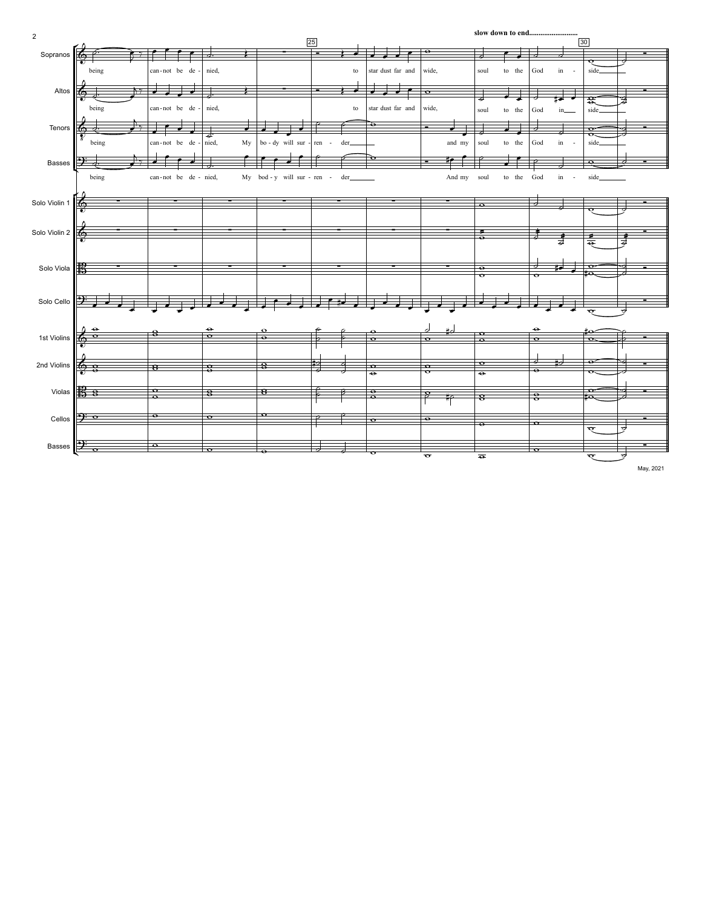slow down to end..........................

25

30

Sopranos

being can-not be de - nied, to star dust far and wide, soul to the God in - side

Altos

being can-not be de - nied, to star dust far and wide, soul to the God in side

Tenors

being can-not be de - nied, My bo - dy will sur - ren - der and my soul to the God in - side

Basses

being can-not be de - nied, My bod - y will sur - ren - der And my soul to the God in - side

Solo Violin 1

Solo Violin 2

Solo Viola

Solo Cello

1st Violins

2nd Violins

Violas

Cellos

Basses

May, 2021